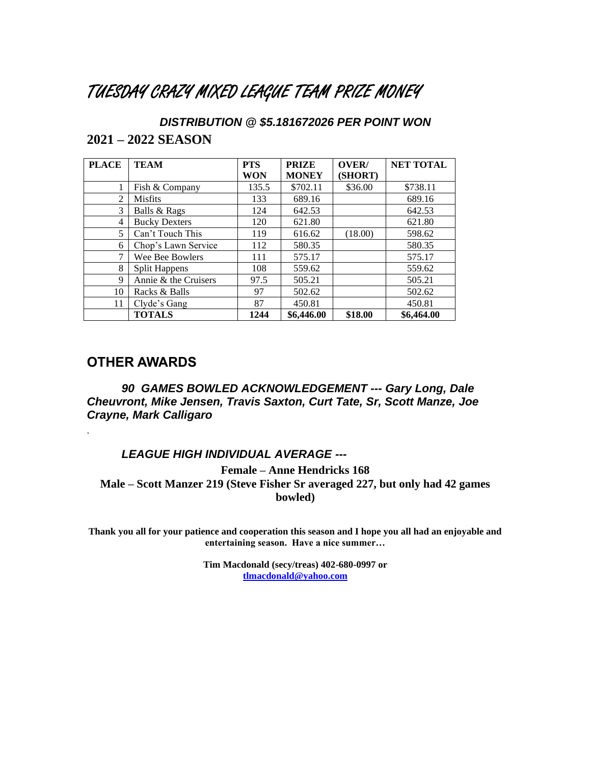# TUESDAY CRAZY MIXED LEAGUE TEAM PRIZE MONEY

***DISTRIBUTION @ $5.181672026 PER POINT WON***

## 2021 – 2022 SEASON

| PLACE | TEAM | PTS WON | PRIZE MONEY | OVER/ (SHORT) | NET TOTAL |
|---|---|---|---|---|---|
| 1 | Fish & Company | 135.5 | $702.11 | $36.00 | $738.11 |
| 2 | Misfits | 133 | 689.16 | | 689.16 |
| 3 | Balls & Rags | 124 | 642.53 | | 642.53 |
| 4 | Bucky Dexters | 120 | 621.80 | | 621.80 |
| 5 | Can't Touch This | 119 | 616.62 | (18.00) | 598.62 |
| 6 | Chop's Lawn Service | 112 | 580.35 | | 580.35 |
| 7 | Wee Bee Bowlers | 111 | 575.17 | | 575.17 |
| 8 | Split Happens | 108 | 559.62 | | 559.62 |
| 9 | Annie & the Cruisers | 97.5 | 505.21 | | 505.21 |
| 10 | Racks & Balls | 97 | 502.62 | | 502.62 |
| 11 | Clyde's Gang | 87 | 450.81 | | 450.81 |
| | **TOTALS** | **1244** | **$6,446.00** | **$18.00** | **$6,464.00** |

## OTHER AWARDS

***90 GAMES BOWLED ACKNOWLEDGEMENT --- Gary Long, Dale Cheuvront, Mike Jensen, Travis Saxton, Curt Tate, Sr, Scott Manze, Joe Crayne, Mark Calligaro***

.

***LEAGUE HIGH INDIVIDUAL AVERAGE ---***

**Female – Anne Hendricks 168**

**Male – Scott Manzer 219 (Steve Fisher Sr averaged 227, but only had 42 games bowled)**

**Thank you all for your patience and cooperation this season and I hope you all had an enjoyable and entertaining season. Have a nice summer…**

**Tim Macdonald (secy/treas) 402-680-0997 or**
**tlmacdonald@yahoo.com**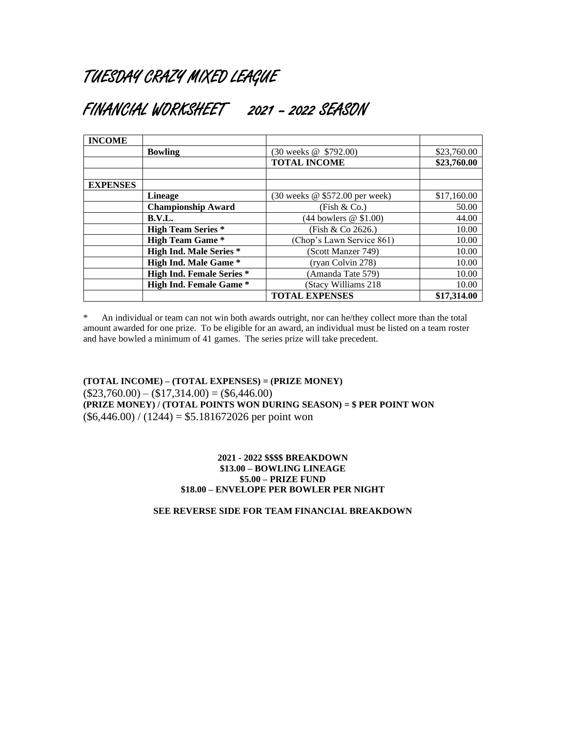# TUESDAY CRAZY MIXED LEAGUE

# FINANCIAL WORKSHEET 2021 – 2022 SEASON

| | | | |
|---|---|---|---|
| **INCOME** | | | |
| | **Bowling** | (30 weeks @ $792.00) | $23,760.00 |
| | | **TOTAL INCOME** | **$23,760.00** |
| | | | |
| **EXPENSES** | | | |
| | **Lineage** | (30 weeks @ $572.00 per week) | $17,160.00 |
| | **Championship Award** | (Fish & Co.) | 50.00 |
| | **B.V.L.** | (44 bowlers @ $1.00) | 44.00 |
| | **High Team Series *** | (Fish & Co 2626.) | 10.00 |
| | **High Team Game *** | (Chop's Lawn Service 861) | 10.00 |
| | **High Ind. Male Series *** | (Scott Manzer 749) | 10.00 |
| | **High Ind. Male Game *** | (ryan Colvin 278) | 10.00 |
| | **High Ind. Female Series *** | (Amanda Tate 579) | 10.00 |
| | **High Ind. Female Game *** | (Stacy Williams 218 | 10.00 |
| | | **TOTAL EXPENSES** | **$17,314.00** |

* An individual or team can not win both awards outright, nor can he/they collect more than the total amount awarded for one prize. To be eligible for an award, an individual must be listed on a team roster and have bowled a minimum of 41 games. The series prize will take precedent.

**(TOTAL INCOME) – (TOTAL EXPENSES) = (PRIZE MONEY)**
($23,760.00) – ($17,314.00) = ($6,446.00)
**(PRIZE MONEY) / (TOTAL POINTS WON DURING SEASON) = $ PER POINT WON**
($6,446.00) / (1244) = $5.181672026 per point won

**2021 - 2022 $$$$ BREAKDOWN**
**$13.00 – BOWLING LINEAGE**
**$5.00 – PRIZE FUND**
**$18.00 – ENVELOPE PER BOWLER PER NIGHT**

**SEE REVERSE SIDE FOR TEAM FINANCIAL BREAKDOWN**